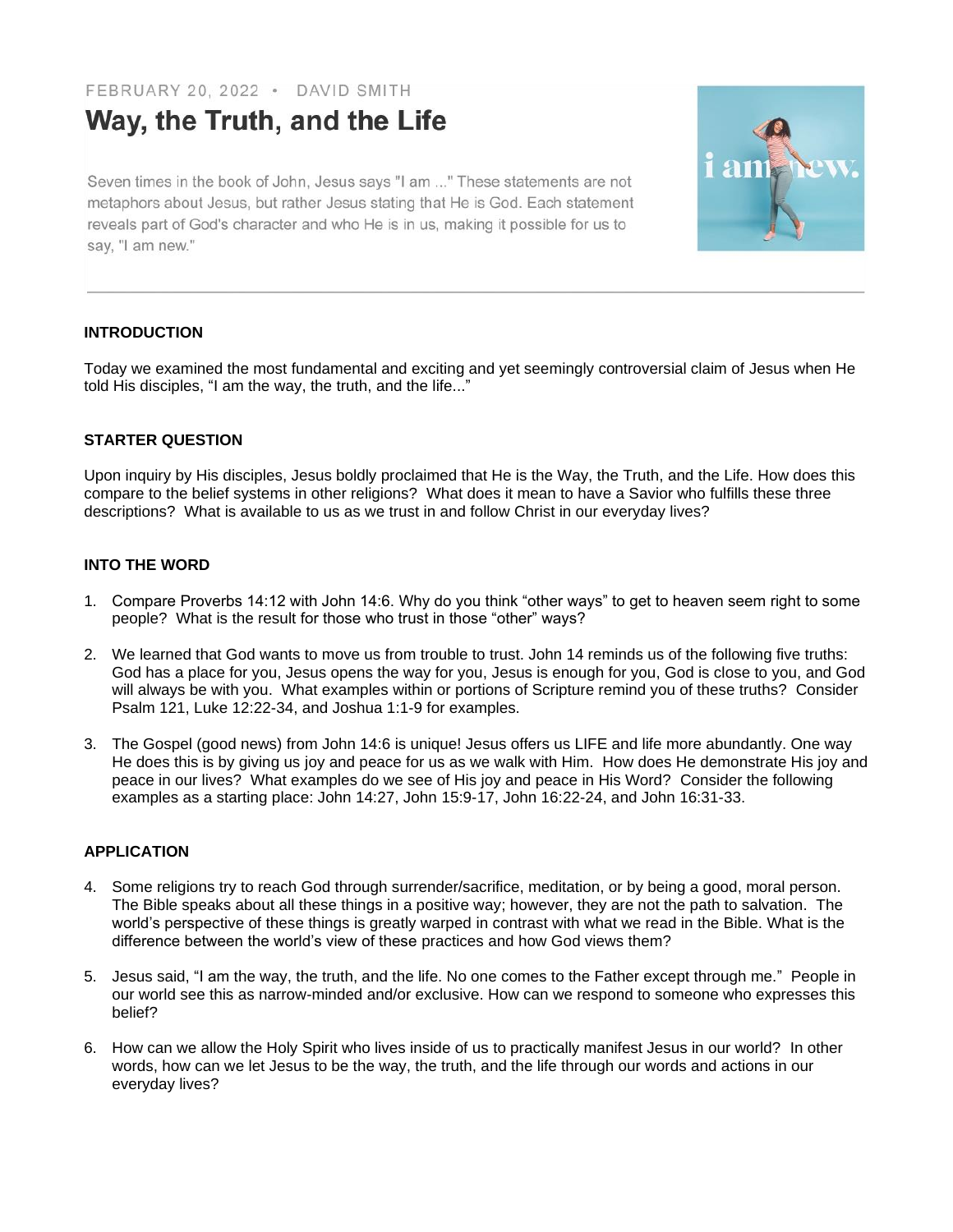FEBRUARY 20, 2022 • DAVID SMITH

# Way, the Truth, and the Life

Seven times in the book of John, Jesus says "I am ..." These statements are not metaphors about Jesus, but rather Jesus stating that He is God. Each statement reveals part of God's character and who He is in us, making it possible for us to say, "I am new."

---

## INTRODUCTION

Today we examined the most fundamental and exciting and yet seemingly controversial claim of Jesus when He told His disciples, "I am the way, the truth, and the life..."

## STARTER QUESTION

Upon inquiry by His disciples, Jesus boldly proclaimed that He is the Way, the Truth, and the Life. How does this compare to the belief systems in other religions? What does it mean to have a Savior who fulfills these three descriptions? What is available to us as we trust in and follow Christ in our everyday lives?

## INTO THE WORD

1. Compare Proverbs 14:12 with John 14:6. Why do you think "other ways" to get to heaven seem right to some people? What is the result for those who trust in those "other" ways?

2. We learned that God wants to move us from trouble to trust. John 14 reminds us of the following five truths: God has a place for you, Jesus opens the way for you, Jesus is enough for you, God is close to you, and God will always be with you. What examples within or portions of Scripture remind you of these truths? Consider Psalm 121, Luke 12:22-34, and Joshua 1:1-9 for examples.

3. The Gospel (good news) from John 14:6 is unique! Jesus offers us LIFE and life more abundantly. One way He does this is by giving us joy and peace for us as we walk with Him. How does He demonstrate His joy and peace in our lives? What examples do we see of His joy and peace in His Word? Consider the following examples as a starting place: John 14:27, John 15:9-17, John 16:22-24, and John 16:31-33.

## APPLICATION

4. Some religions try to reach God through surrender/sacrifice, meditation, or by being a good, moral person. The Bible speaks about all these things in a positive way; however, they are not the path to salvation. The world's perspective of these things is greatly warped in contrast with what we read in the Bible. What is the difference between the world's view of these practices and how God views them?

5. Jesus said, "I am the way, the truth, and the life. No one comes to the Father except through me." People in our world see this as narrow-minded and/or exclusive. How can we respond to someone who expresses this belief?

6. How can we allow the Holy Spirit who lives inside of us to practically manifest Jesus in our world? In other words, how can we let Jesus to be the way, the truth, and the life through our words and actions in our everyday lives?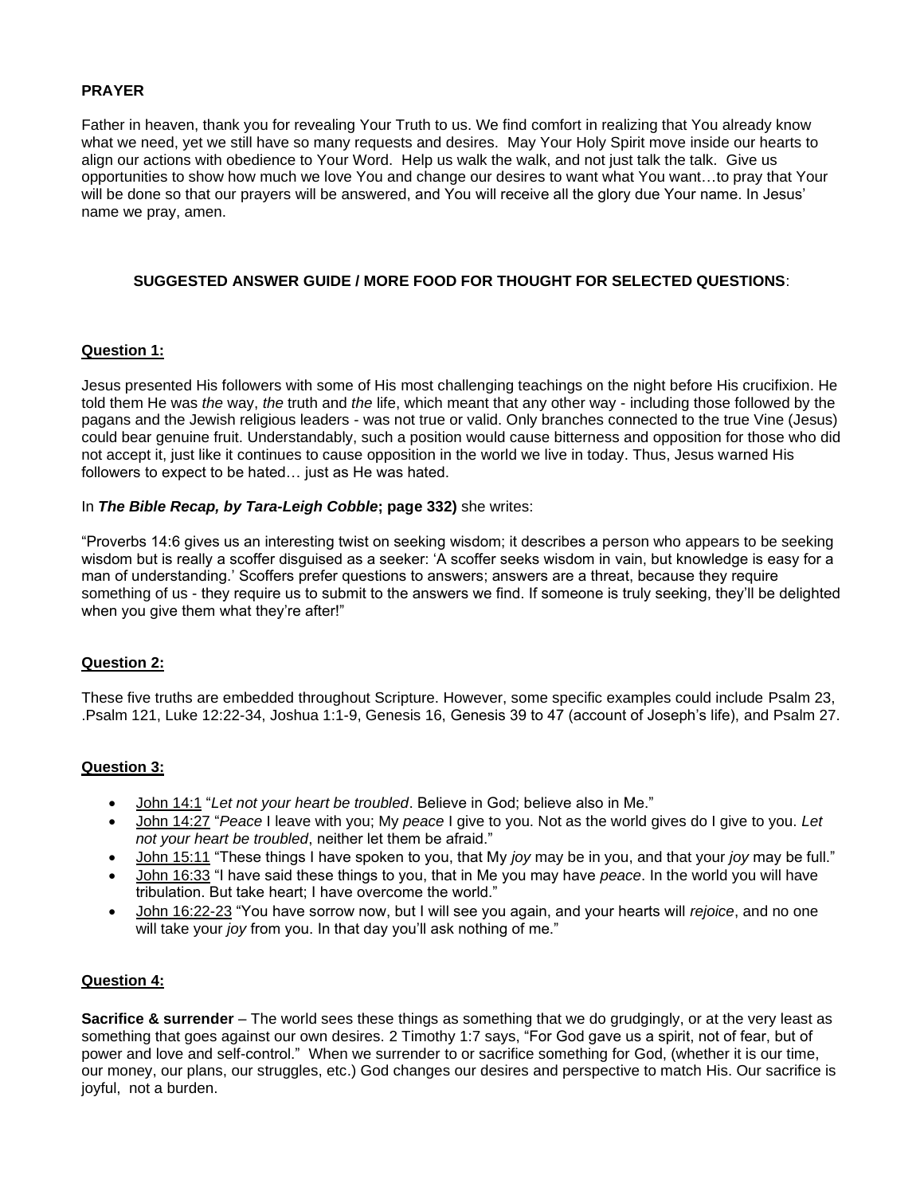**PRAYER**

Father in heaven, thank you for revealing Your Truth to us. We find comfort in realizing that You already know what we need, yet we still have so many requests and desires. May Your Holy Spirit move inside our hearts to align our actions with obedience to Your Word. Help us walk the walk, and not just talk the talk. Give us opportunities to show how much we love You and change our desires to want what You want…to pray that Your will be done so that our prayers will be answered, and You will receive all the glory due Your name. In Jesus' name we pray, amen.

**SUGGESTED ANSWER GUIDE / MORE FOOD FOR THOUGHT FOR SELECTED QUESTIONS**:

**Question 1:**

Jesus presented His followers with some of His most challenging teachings on the night before His crucifixion. He told them He was *the* way, *the* truth and *the* life, which meant that any other way - including those followed by the pagans and the Jewish religious leaders - was not true or valid. Only branches connected to the true Vine (Jesus) could bear genuine fruit. Understandably, such a position would cause bitterness and opposition for those who did not accept it, just like it continues to cause opposition in the world we live in today. Thus, Jesus warned His followers to expect to be hated… just as He was hated.

In ***The Bible Recap, by Tara-Leigh Cobble*****; page 332)** she writes:

"Proverbs 14:6 gives us an interesting twist on seeking wisdom; it describes a person who appears to be seeking wisdom but is really a scoffer disguised as a seeker: 'A scoffer seeks wisdom in vain, but knowledge is easy for a man of understanding.' Scoffers prefer questions to answers; answers are a threat, because they require something of us - they require us to submit to the answers we find. If someone is truly seeking, they'll be delighted when you give them what they're after!"

**Question 2:**

These five truths are embedded throughout Scripture. However, some specific examples could include Psalm 23, .Psalm 121, Luke 12:22-34, Joshua 1:1-9, Genesis 16, Genesis 39 to 47 (account of Joseph's life), and Psalm 27.

**Question 3:**

- John 14:1 "*Let not your heart be troubled*. Believe in God; believe also in Me."
- John 14:27 "*Peace* I leave with you; My *peace* I give to you. Not as the world gives do I give to you. *Let not your heart be troubled*, neither let them be afraid."
- John 15:11 "These things I have spoken to you, that My *joy* may be in you, and that your *joy* may be full."
- John 16:33 "I have said these things to you, that in Me you may have *peace*. In the world you will have tribulation. But take heart; I have overcome the world."
- John 16:22-23 "You have sorrow now, but I will see you again, and your hearts will *rejoice*, and no one will take your *joy* from you. In that day you'll ask nothing of me."

**Question 4:**

**Sacrifice & surrender** – The world sees these things as something that we do grudgingly, or at the very least as something that goes against our own desires. 2 Timothy 1:7 says, "For God gave us a spirit, not of fear, but of power and love and self-control." When we surrender to or sacrifice something for God, (whether it is our time, our money, our plans, our struggles, etc.) God changes our desires and perspective to match His. Our sacrifice is joyful, not a burden.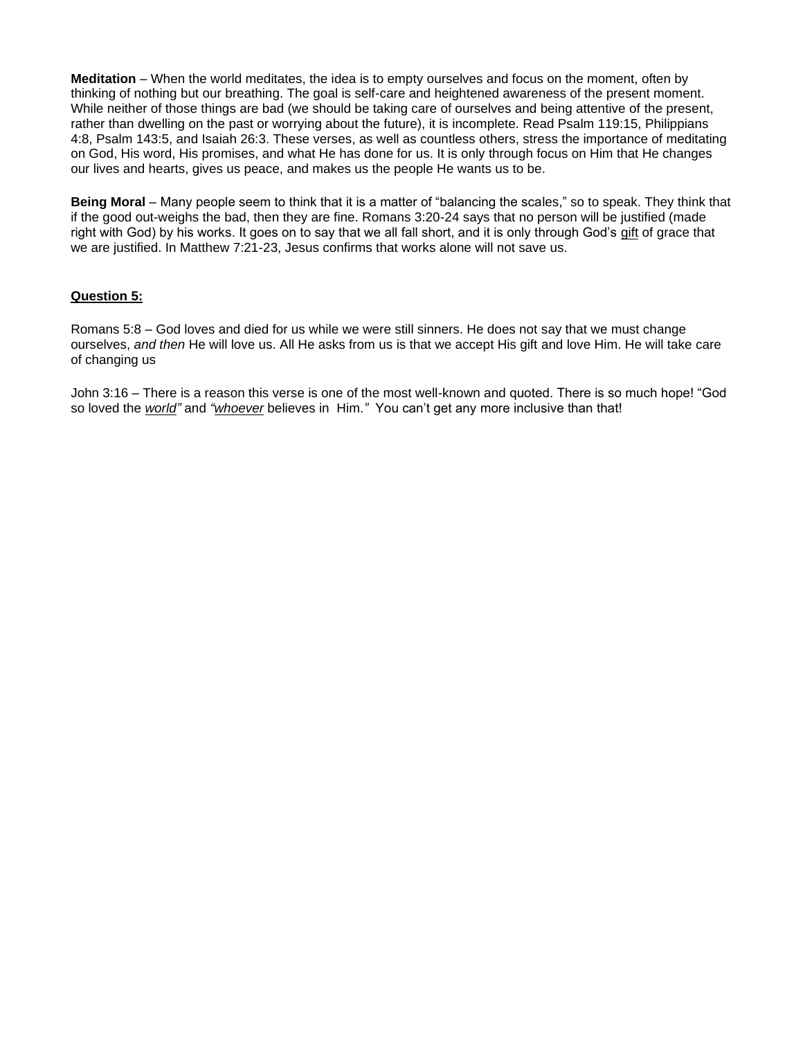**Meditation** – When the world meditates, the idea is to empty ourselves and focus on the moment, often by thinking of nothing but our breathing. The goal is self-care and heightened awareness of the present moment. While neither of those things are bad (we should be taking care of ourselves and being attentive of the present, rather than dwelling on the past or worrying about the future), it is incomplete. Read Psalm 119:15, Philippians 4:8, Psalm 143:5, and Isaiah 26:3. These verses, as well as countless others, stress the importance of meditating on God, His word, His promises, and what He has done for us. It is only through focus on Him that He changes our lives and hearts, gives us peace, and makes us the people He wants us to be.

**Being Moral** – Many people seem to think that it is a matter of "balancing the scales," so to speak. They think that if the good out-weighs the bad, then they are fine. Romans 3:20-24 says that no person will be justified (made right with God) by his works. It goes on to say that we all fall short, and it is only through God's <u>gift</u> of grace that we are justified. In Matthew 7:21-23, Jesus confirms that works alone will not save us.

**<u>Question 5:</u>**

Romans 5:8 – God loves and died for us while we were still sinners. He does not say that we must change ourselves, *and then* He will love us. All He asks from us is that we accept His gift and love Him. He will take care of changing us

John 3:16 – There is a reason this verse is one of the most well-known and quoted. There is so much hope! "God so loved the *<u>world</u>"* and *"<u>whoever</u>* believes in Him.*"* You can't get any more inclusive than that!